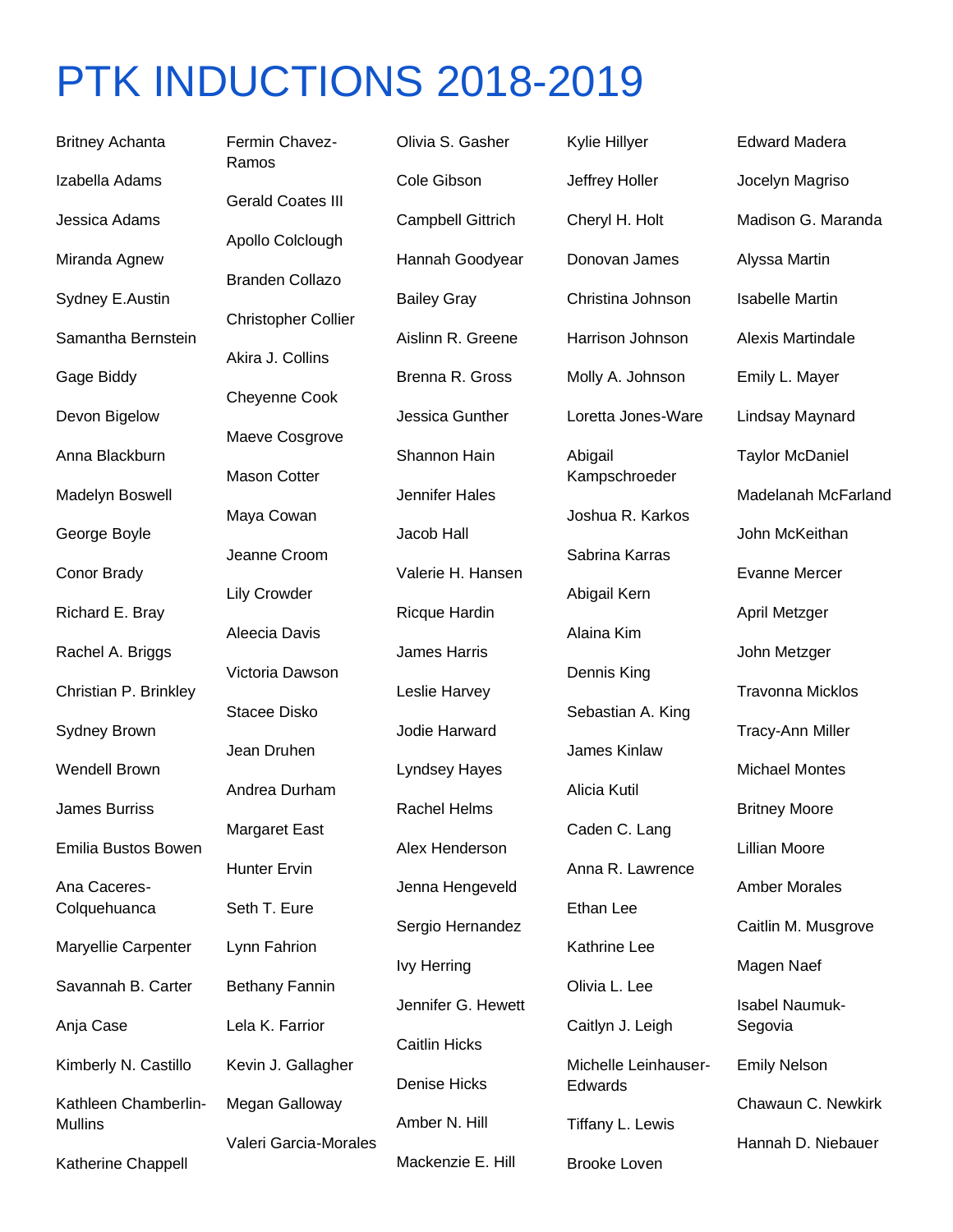# PTK INDUCTIONS 2018-2019

Britney Achanta

Izabella Adams

Jessica Adams

Miranda Agnew

Sydney E.Austin

Samantha Bernstein

Gage Biddy

Devon Bigelow

Anna Blackburn

Madelyn Boswell

George Boyle

Conor Brady

Richard E. Bray

Rachel A. Briggs

Christian P. Brinkley

Sydney Brown

Wendell Brown

James Burriss

Emilia Bustos Bowen

Ana Caceres-Colquehuanca

Maryellie Carpenter

Savannah B. Carter

Anja Case

Kimberly N. Castillo

Kathleen Chamberlin-Mullins

Katherine Chappell

Fermin Chavez-Ramos

Gerald Coates III

Apollo Colclough

Branden Collazo

Christopher Collier

Akira J. Collins

Cheyenne Cook

Maeve Cosgrove

Mason Cotter

Maya Cowan

Jeanne Croom

Lily Crowder

Aleecia Davis

Victoria Dawson

Stacee Disko

Jean Druhen

Andrea Durham

Margaret East

Hunter Ervin

Seth T. Eure

Lynn Fahrion

Bethany Fannin

Lela K. Farrior

Kevin J. Gallagher

Megan Galloway

Valeri Garcia-Morales

Olivia S. Gasher

Cole Gibson

Campbell Gittrich

Hannah Goodyear

Bailey Gray

Aislinn R. Greene

Brenna R. Gross

Jessica Gunther

Shannon Hain

Jennifer Hales

Jacob Hall

Valerie H. Hansen

Ricque Hardin

James Harris

Leslie Harvey

Jodie Harward

Lyndsey Hayes

Rachel Helms

Alex Henderson

Jenna Hengeveld

Sergio Hernandez

Ivy Herring

Jennifer G. Hewett

Caitlin Hicks

Denise Hicks

Amber N. Hill

Mackenzie E. Hill

Kylie Hillyer

Jeffrey Holler

Cheryl H. Holt

Donovan James

Christina Johnson

Harrison Johnson

Molly A. Johnson

Loretta Jones-Ware

Abigail Kampschroeder

Joshua R. Karkos

Sabrina Karras

Abigail Kern

Alaina Kim

Dennis King

Sebastian A. King

James Kinlaw

Alicia Kutil

Caden C. Lang

Anna R. Lawrence

Ethan Lee

Kathrine Lee

Olivia L. Lee

Caitlyn J. Leigh

Michelle Leinhauser-Edwards

Tiffany L. Lewis

Brooke Loven

Edward Madera

Jocelyn Magriso

Madison G. Maranda

Alyssa Martin

Isabelle Martin

Alexis Martindale

Emily L. Mayer

Lindsay Maynard

Taylor McDaniel

Madelanah McFarland

John McKeithan

Evanne Mercer

April Metzger

John Metzger

Travonna Micklos

Tracy-Ann Miller

Michael Montes

Britney Moore

Lillian Moore

Amber Morales

Caitlin M. Musgrove

Magen Naef

Isabel Naumuk-Segovia

Emily Nelson

Chawaun C. Newkirk

Hannah D. Niebauer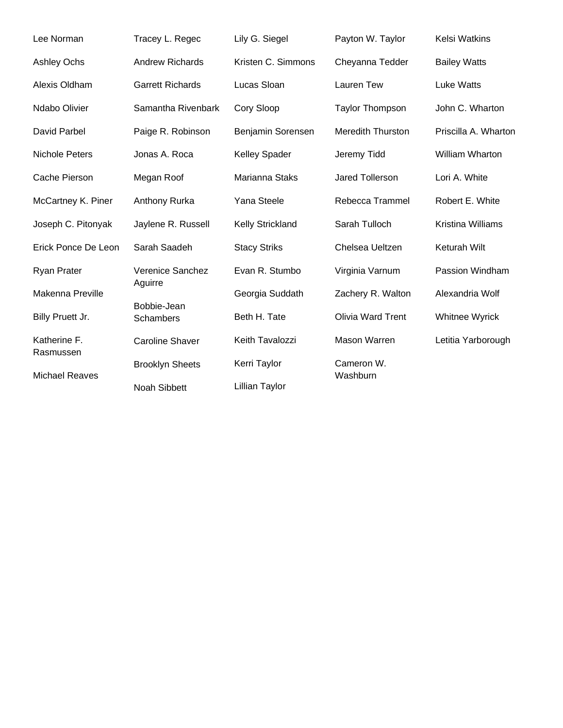Lee Norman
Ashley Ochs
Alexis Oldham
Ndabo Olivier
David Parbel
Nichole Peters
Cache Pierson
McCartney K. Piner
Joseph C. Pitonyak
Erick Ponce De Leon
Ryan Prater
Makenna Preville
Billy Pruett Jr.
Katherine F. Rasmussen
Michael Reaves
Tracey L. Regec
Andrew Richards
Garrett Richards
Samantha Rivenbark
Paige R. Robinson
Jonas A. Roca
Megan Roof
Anthony Rurka
Jaylene R. Russell
Sarah Saadeh
Verenice Sanchez Aguirre
Bobbie-Jean Schambers
Caroline Shaver
Brooklyn Sheets
Noah Sibbett
Lily G. Siegel
Kristen C. Simmons
Lucas Sloan
Cory Sloop
Benjamin Sorensen
Kelley Spader
Marianna Staks
Yana Steele
Kelly Strickland
Stacy Striks
Evan R. Stumbo
Georgia Suddath
Beth H. Tate
Keith Tavalozzi
Kerri Taylor
Lillian Taylor
Payton W. Taylor
Cheyanna Tedder
Lauren Tew
Taylor Thompson
Meredith Thurston
Jeremy Tidd
Jared Tollerson
Rebecca Trammel
Sarah Tulloch
Chelsea Ueltzen
Virginia Varnum
Zachery R. Walton
Olivia Ward Trent
Mason Warren
Cameron W. Washburn
Kelsi Watkins
Bailey Watts
Luke Watts
John C. Wharton
Priscilla A. Wharton
William Wharton
Lori A. White
Robert E. White
Kristina Williams
Keturah Wilt
Passion Windham
Alexandria Wolf
Whitnee Wyrick
Letitia Yarborough